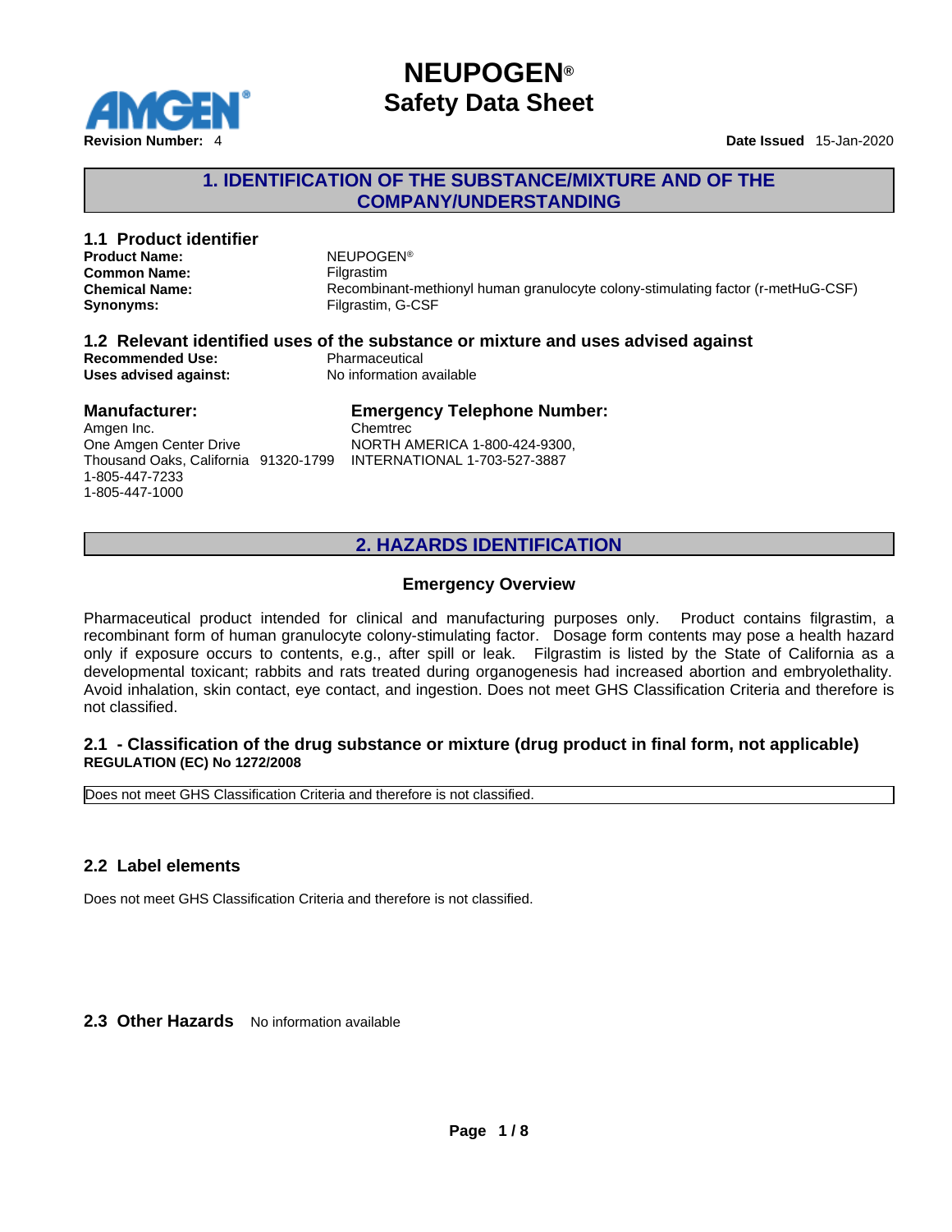# NEUPOGEN®
# Safety Data Sheet

**Revision Number:** 4 **Date Issued** 15-Jan-2020

## 1. IDENTIFICATION OF THE SUBSTANCE/MIXTURE AND OF THE COMPANY/UNDERSTANDING

### 1.1 Product identifier

**Product Name:** NEUPOGEN®
**Common Name:** Filgrastim
**Chemical Name:** Recombinant-methionyl human granulocyte colony-stimulating factor (r-metHuG-CSF)
**Synonyms:** Filgrastim, G-CSF

### 1.2 Relevant identified uses of the substance or mixture and uses advised against

**Recommended Use:** Pharmaceutical
**Uses advised against:** No information available

### Manufacturer:

Amgen Inc.
One Amgen Center Drive
Thousand Oaks, California 91320-1799
1-805-447-7233
1-805-447-1000

### Emergency Telephone Number:

Chemtrec
NORTH AMERICA 1-800-424-9300,
INTERNATIONAL 1-703-527-3887

## 2. HAZARDS IDENTIFICATION

### Emergency Overview

Pharmaceutical product intended for clinical and manufacturing purposes only. Product contains filgrastim, a recombinant form of human granulocyte colony-stimulating factor. Dosage form contents may pose a health hazard only if exposure occurs to contents, e.g., after spill or leak. Filgrastim is listed by the State of California as a developmental toxicant; rabbits and rats treated during organogenesis had increased abortion and embryolethality. Avoid inhalation, skin contact, eye contact, and ingestion. Does not meet GHS Classification Criteria and therefore is not classified.

### 2.1 - Classification of the drug substance or mixture (drug product in final form, not applicable)

**REGULATION (EC) No 1272/2008**

Does not meet GHS Classification Criteria and therefore is not classified.

### 2.2 Label elements

Does not meet GHS Classification Criteria and therefore is not classified.

### 2.3 Other Hazards

No information available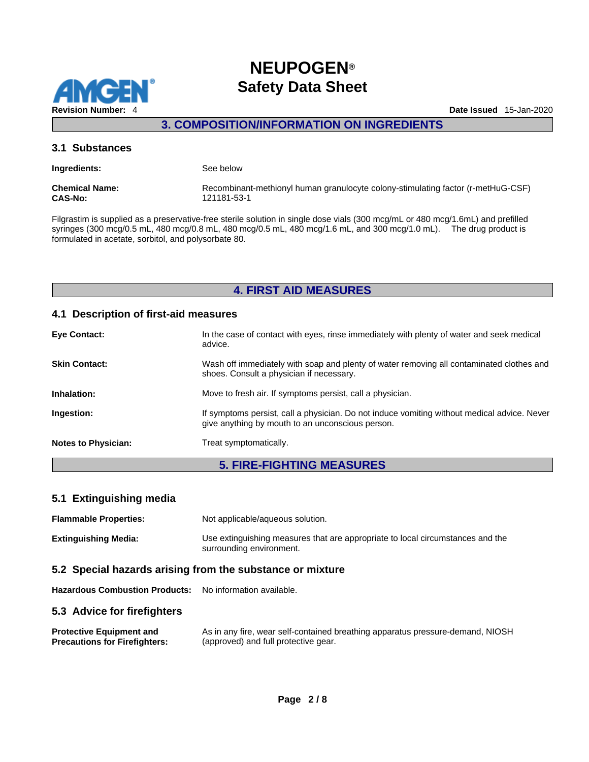## 3. COMPOSITION/INFORMATION ON INGREDIENTS

### 3.1 Substances

**Ingredients:** See below

**Chemical Name:** Recombinant-methionyl human granulocyte colony-stimulating factor (r-metHuG-CSF)
**CAS-No:** 121181-53-1

Filgrastim is supplied as a preservative-free sterile solution in single dose vials (300 mcg/mL or 480 mcg/1.6mL) and prefilled syringes (300 mcg/0.5 mL, 480 mcg/0.8 mL, 480 mcg/0.5 mL, 480 mcg/1.6 mL, and 300 mcg/1.0 mL). The drug product is formulated in acetate, sorbitol, and polysorbate 80.

## 4. FIRST AID MEASURES

### 4.1 Description of first-aid measures

**Eye Contact:** In the case of contact with eyes, rinse immediately with plenty of water and seek medical advice.

**Skin Contact:** Wash off immediately with soap and plenty of water removing all contaminated clothes and shoes. Consult a physician if necessary.

**Inhalation:** Move to fresh air. If symptoms persist, call a physician.

**Ingestion:** If symptoms persist, call a physician. Do not induce vomiting without medical advice. Never give anything by mouth to an unconscious person.

**Notes to Physician:** Treat symptomatically.

## 5. FIRE-FIGHTING MEASURES

### 5.1 Extinguishing media

**Flammable Properties:** Not applicable/aqueous solution.

**Extinguishing Media:** Use extinguishing measures that are appropriate to local circumstances and the surrounding environment.

### 5.2 Special hazards arising from the substance or mixture

**Hazardous Combustion Products:** No information available.

### 5.3 Advice for firefighters

**Protective Equipment and Precautions for Firefighters:** As in any fire, wear self-contained breathing apparatus pressure-demand, NIOSH (approved) and full protective gear.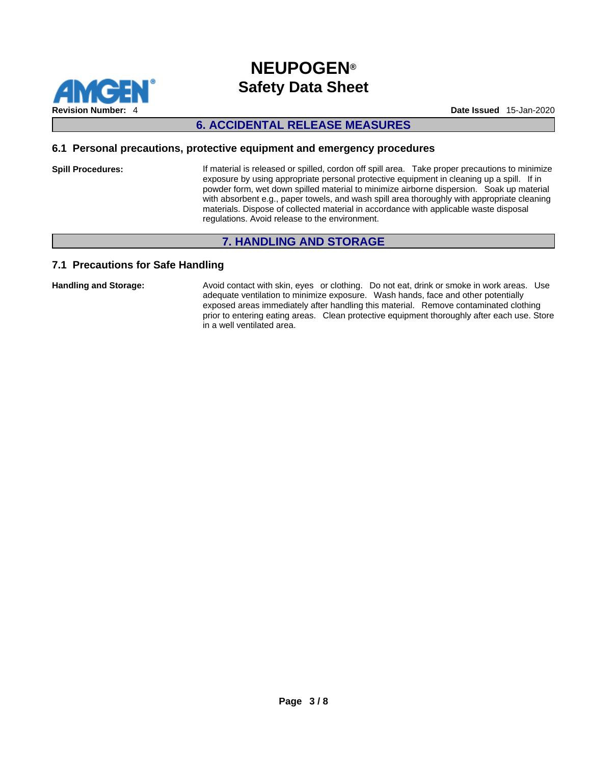## 6. ACCIDENTAL RELEASE MEASURES

### 6.1 Personal precautions, protective equipment and emergency procedures

**Spill Procedures:** If material is released or spilled, cordon off spill area. Take proper precautions to minimize exposure by using appropriate personal protective equipment in cleaning up a spill. If in powder form, wet down spilled material to minimize airborne dispersion. Soak up material with absorbent e.g., paper towels, and wash spill area thoroughly with appropriate cleaning materials. Dispose of collected material in accordance with applicable waste disposal regulations. Avoid release to the environment.

## 7. HANDLING AND STORAGE

### 7.1 Precautions for Safe Handling

**Handling and Storage:** Avoid contact with skin, eyes or clothing. Do not eat, drink or smoke in work areas. Use adequate ventilation to minimize exposure. Wash hands, face and other potentially exposed areas immediately after handling this material. Remove contaminated clothing prior to entering eating areas. Clean protective equipment thoroughly after each use. Store in a well ventilated area.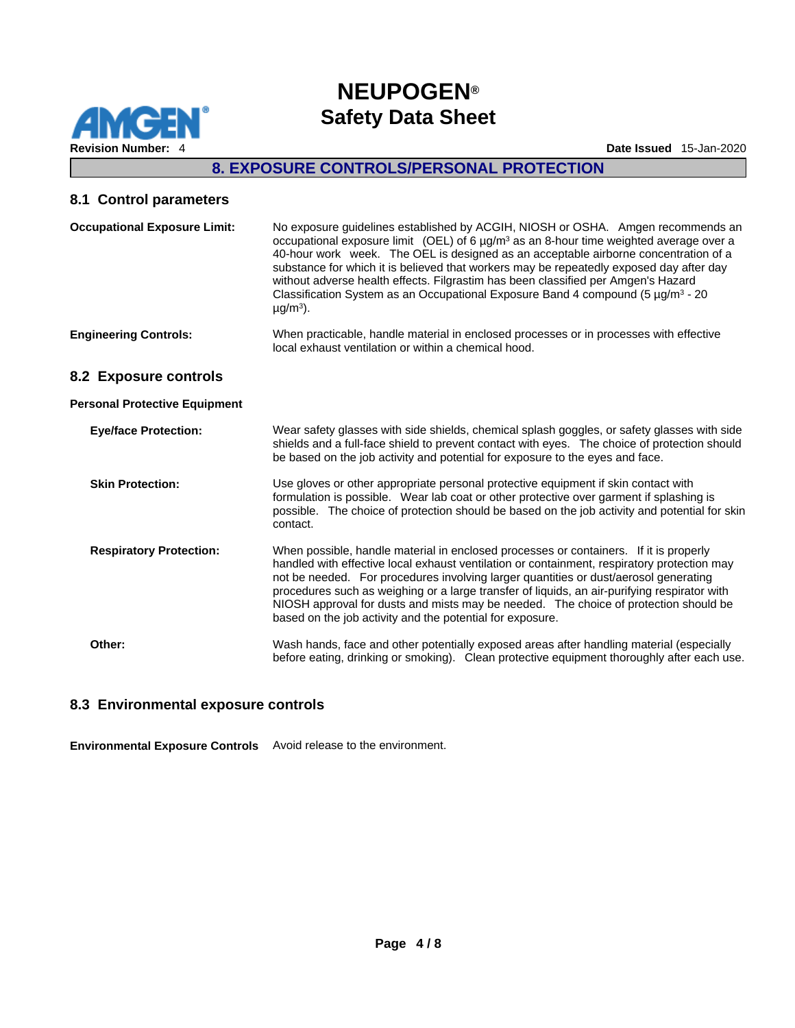## 8. EXPOSURE CONTROLS/PERSONAL PROTECTION

### 8.1 Control parameters

**Occupational Exposure Limit:** No exposure guidelines established by ACGIH, NIOSH or OSHA. Amgen recommends an occupational exposure limit (OEL) of 6 µg/m³ as an 8-hour time weighted average over a 40-hour work week. The OEL is designed as an acceptable airborne concentration of a substance for which it is believed that workers may be repeatedly exposed day after day without adverse health effects. Filgrastim has been classified per Amgen's Hazard Classification System as an Occupational Exposure Band 4 compound (5 µg/m³ - 20 µg/m³).

**Engineering Controls:** When practicable, handle material in enclosed processes or in processes with effective local exhaust ventilation or within a chemical hood.

### 8.2 Exposure controls

**Personal Protective Equipment**

**Eye/face Protection:** Wear safety glasses with side shields, chemical splash goggles, or safety glasses with side shields and a full-face shield to prevent contact with eyes. The choice of protection should be based on the job activity and potential for exposure to the eyes and face.

**Skin Protection:** Use gloves or other appropriate personal protective equipment if skin contact with formulation is possible. Wear lab coat or other protective over garment if splashing is possible. The choice of protection should be based on the job activity and potential for skin contact.

**Respiratory Protection:** When possible, handle material in enclosed processes or containers. If it is properly handled with effective local exhaust ventilation or containment, respiratory protection may not be needed. For procedures involving larger quantities or dust/aerosol generating procedures such as weighing or a large transfer of liquids, an air-purifying respirator with NIOSH approval for dusts and mists may be needed. The choice of protection should be based on the job activity and the potential for exposure.

**Other:** Wash hands, face and other potentially exposed areas after handling material (especially before eating, drinking or smoking). Clean protective equipment thoroughly after each use.

### 8.3 Environmental exposure controls

**Environmental Exposure Controls** Avoid release to the environment.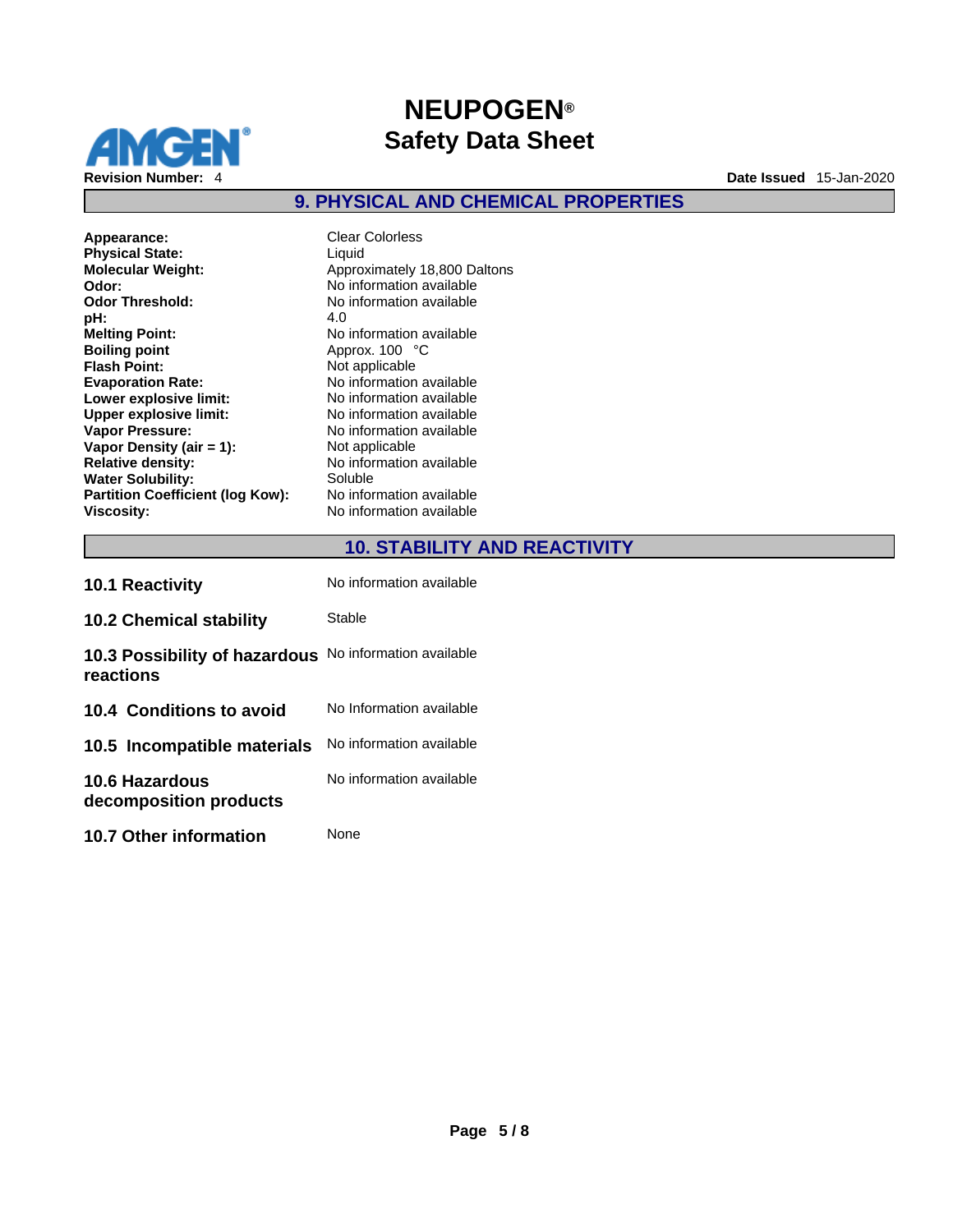## 9. PHYSICAL AND CHEMICAL PROPERTIES

| Property | Value |
|---|---|
| **Appearance:** | Clear Colorless |
| **Physical State:** | Liquid |
| **Molecular Weight:** | Approximately 18,800 Daltons |
| **Odor:** | No information available |
| **Odor Threshold:** | No information available |
| **pH:** | 4.0 |
| **Melting Point:** | No information available |
| **Boiling point** | Approx. 100 °C |
| **Flash Point:** | Not applicable |
| **Evaporation Rate:** | No information available |
| **Lower explosive limit:** | No information available |
| **Upper explosive limit:** | No information available |
| **Vapor Pressure:** | No information available |
| **Vapor Density (air = 1):** | Not applicable |
| **Relative density:** | No information available |
| **Water Solubility:** | Soluble |
| **Partition Coefficient (log Kow):** | No information available |
| **Viscosity:** | No information available |

## 10. STABILITY AND REACTIVITY

| | |
|---|---|
| **10.1 Reactivity** | No information available |
| **10.2 Chemical stability** | Stable |
| **10.3 Possibility of hazardous reactions** | No information available |
| **10.4 Conditions to avoid** | No Information available |
| **10.5 Incompatible materials** | No information available |
| **10.6 Hazardous decomposition products** | No information available |
| **10.7 Other information** | None |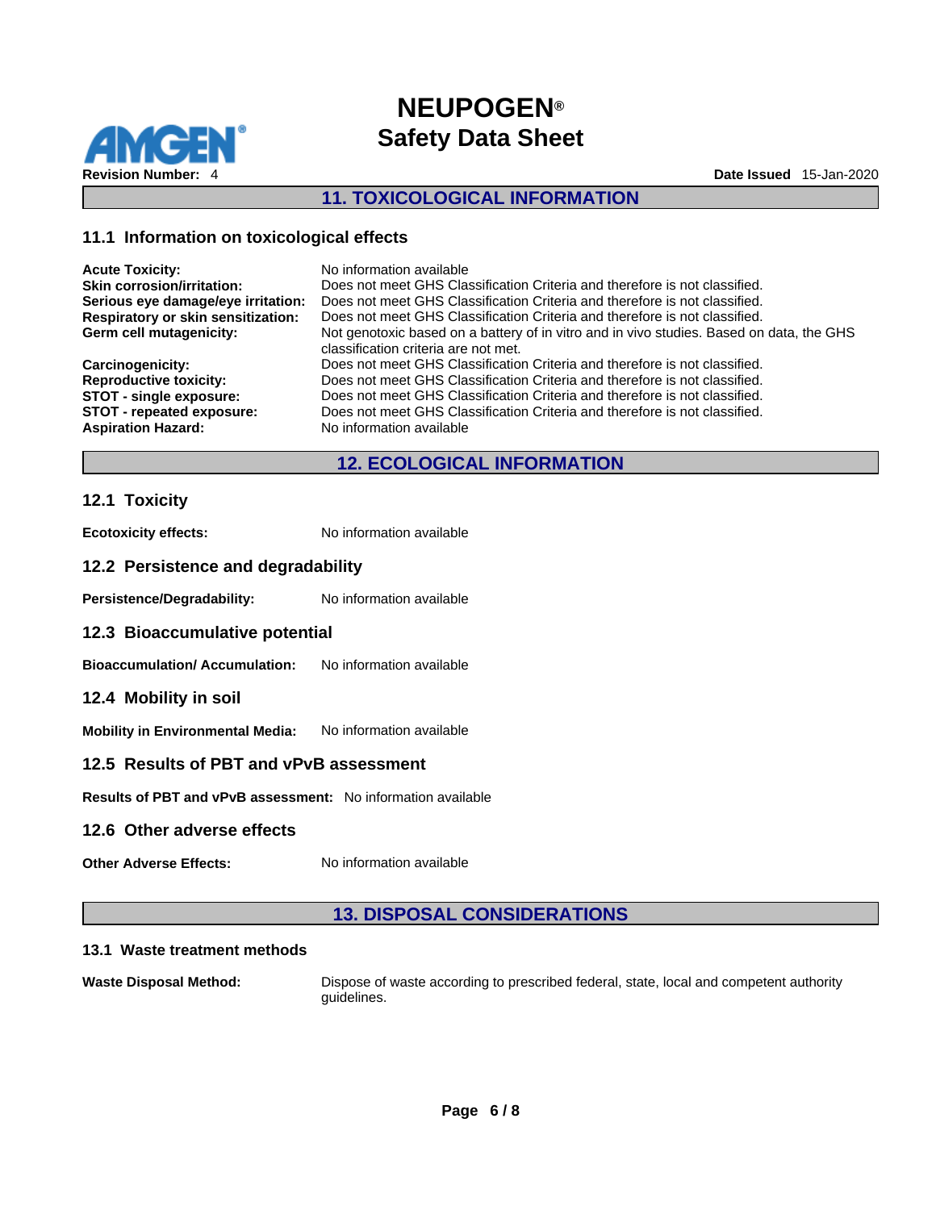## 11. TOXICOLOGICAL INFORMATION

### 11.1 Information on toxicological effects

**Acute Toxicity:** No information available

**Skin corrosion/irritation:** Does not meet GHS Classification Criteria and therefore is not classified.

**Serious eye damage/eye irritation:** Does not meet GHS Classification Criteria and therefore is not classified.

**Respiratory or skin sensitization:** Does not meet GHS Classification Criteria and therefore is not classified.

**Germ cell mutagenicity:** Not genotoxic based on a battery of in vitro and in vivo studies. Based on data, the GHS classification criteria are not met.

**Carcinogenicity:** Does not meet GHS Classification Criteria and therefore is not classified.

**Reproductive toxicity:** Does not meet GHS Classification Criteria and therefore is not classified.

**STOT - single exposure:** Does not meet GHS Classification Criteria and therefore is not classified.

**STOT - repeated exposure:** Does not meet GHS Classification Criteria and therefore is not classified.

**Aspiration Hazard:** No information available

## 12. ECOLOGICAL INFORMATION

### 12.1 Toxicity

**Ecotoxicity effects:** No information available

### 12.2 Persistence and degradability

**Persistence/Degradability:** No information available

### 12.3 Bioaccumulative potential

**Bioaccumulation/ Accumulation:** No information available

### 12.4 Mobility in soil

**Mobility in Environmental Media:** No information available

### 12.5 Results of PBT and vPvB assessment

**Results of PBT and vPvB assessment:** No information available

### 12.6 Other adverse effects

**Other Adverse Effects:** No information available

## 13. DISPOSAL CONSIDERATIONS

### 13.1 Waste treatment methods

**Waste Disposal Method:** Dispose of waste according to prescribed federal, state, local and competent authority guidelines.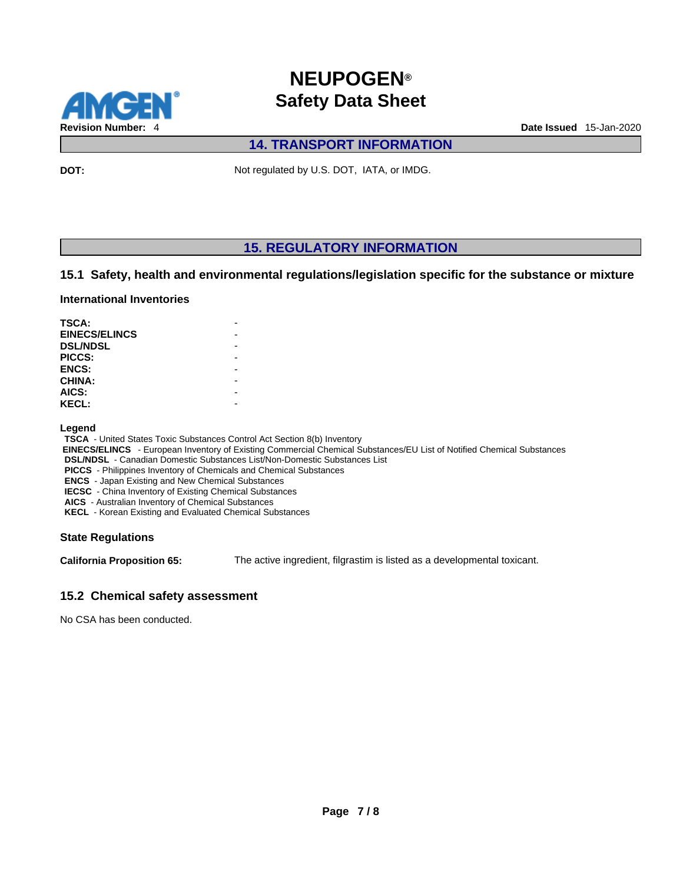## 14. TRANSPORT INFORMATION

**DOT:** Not regulated by U.S. DOT, IATA, or IMDG.

## 15. REGULATORY INFORMATION

### 15.1 Safety, health and environmental regulations/legislation specific for the substance or mixture

#### International Inventories

| | |
|---|---|
| **TSCA:** | - |
| **EINECS/ELINCS** | - |
| **DSL/NDSL** | - |
| **PICCS:** | - |
| **ENCS:** | - |
| **CHINA:** | - |
| **AICS:** | - |
| **KECL:** | - |

**Legend**

**TSCA** - United States Toxic Substances Control Act Section 8(b) Inventory
**EINECS/ELINCS** - European Inventory of Existing Commercial Chemical Substances/EU List of Notified Chemical Substances
**DSL/NDSL** - Canadian Domestic Substances List/Non-Domestic Substances List
**PICCS** - Philippines Inventory of Chemicals and Chemical Substances
**ENCS** - Japan Existing and New Chemical Substances
**IECSC** - China Inventory of Existing Chemical Substances
**AICS** - Australian Inventory of Chemical Substances
**KECL** - Korean Existing and Evaluated Chemical Substances

#### State Regulations

**California Proposition 65:** The active ingredient, filgrastim is listed as a developmental toxicant.

### 15.2 Chemical safety assessment

No CSA has been conducted.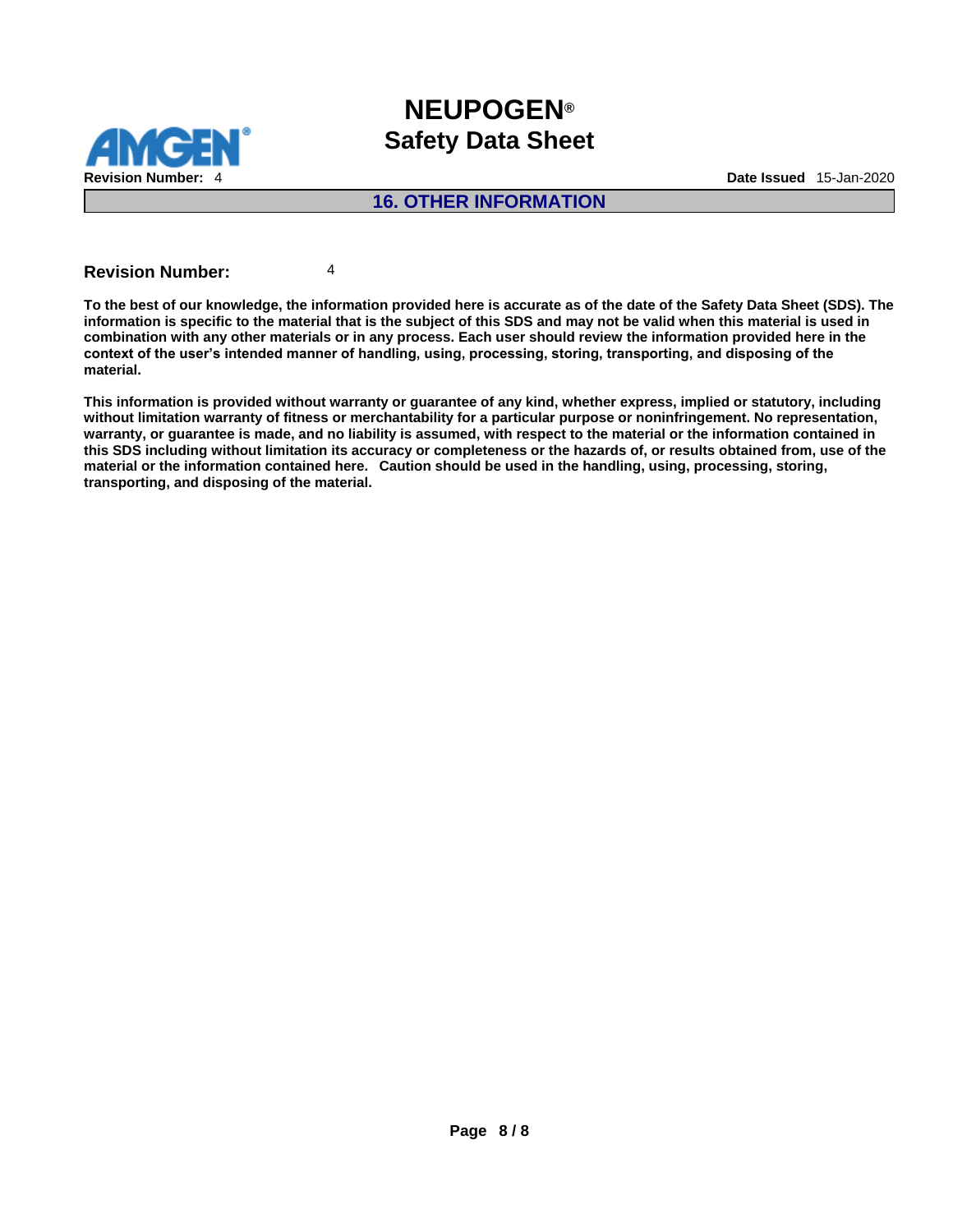## 16. OTHER INFORMATION

**Revision Number:** 4

**To the best of our knowledge, the information provided here is accurate as of the date of the Safety Data Sheet (SDS). The information is specific to the material that is the subject of this SDS and may not be valid when this material is used in combination with any other materials or in any process. Each user should review the information provided here in the context of the user's intended manner of handling, using, processing, storing, transporting, and disposing of the material.**

**This information is provided without warranty or guarantee of any kind, whether express, implied or statutory, including without limitation warranty of fitness or merchantability for a particular purpose or noninfringement. No representation, warranty, or guarantee is made, and no liability is assumed, with respect to the material or the information contained in this SDS including without limitation its accuracy or completeness or the hazards of, or results obtained from, use of the material or the information contained here. Caution should be used in the handling, using, processing, storing, transporting, and disposing of the material.**